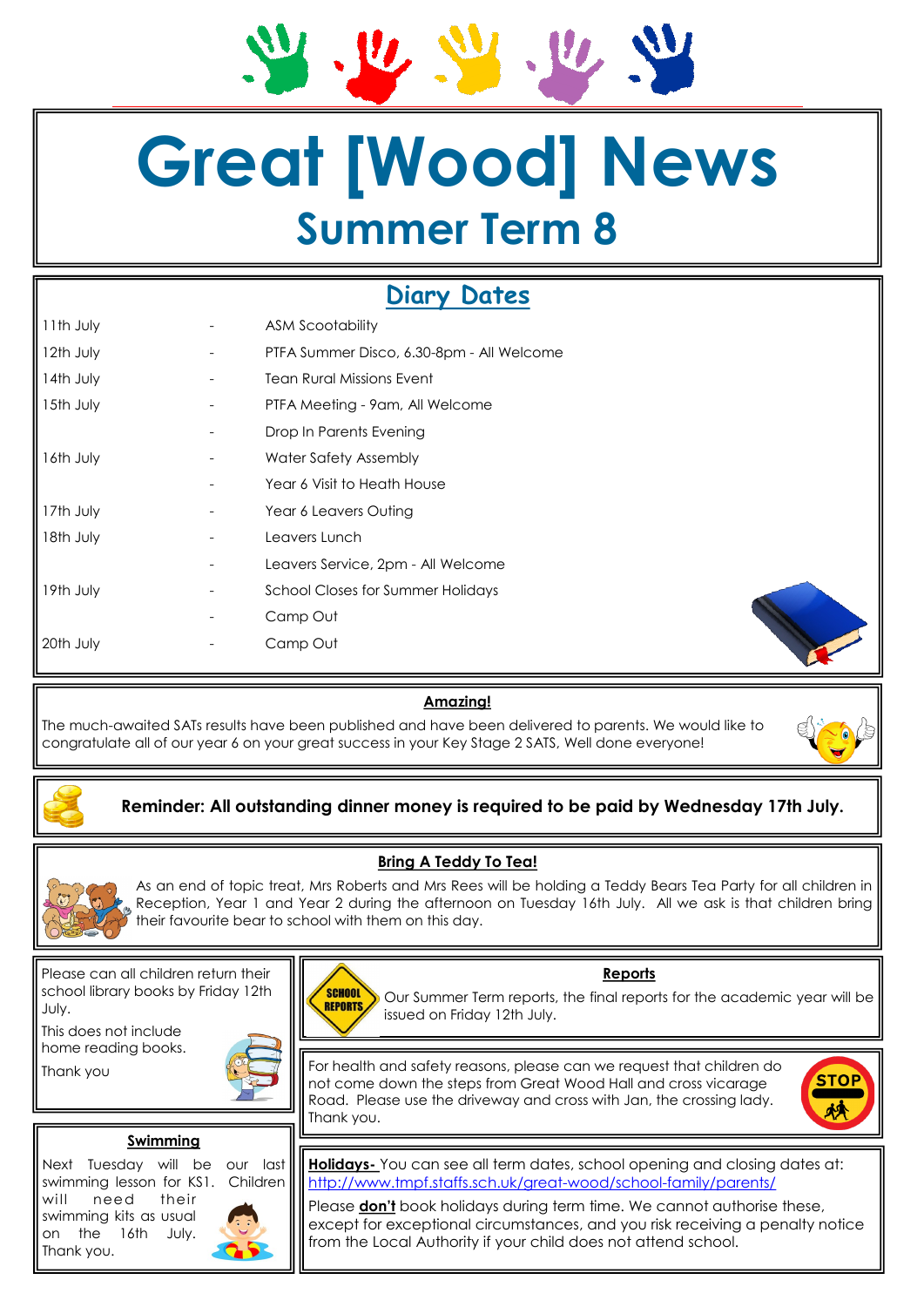# Great [Wood] News

## Summer Term 8

## Diary Dates

| Date | | Event |
|---|---|---|
| 11th July | - | ASM Scootability |
| 12th July | - | PTFA Summer Disco, 6.30-8pm - All Welcome |
| 14th July | - | Tean Rural Missions Event |
| 15th July | - | PTFA Meeting - 9am, All Welcome |
| | - | Drop In Parents Evening |
| 16th July | - | Water Safety Assembly |
| | - | Year 6 Visit to Heath House |
| 17th July | - | Year 6 Leavers Outing |
| 18th July | - | Leavers Lunch |
| | - | Leavers Service, 2pm - All Welcome |
| 19th July | - | School Closes for Summer Holidays |
| | - | Camp Out |
| 20th July | - | Camp Out |

### Amazing!

The much-awaited SATs results have been published and have been delivered to parents. We would like to congratulate all of our year 6 on your great success in your Key Stage 2 SATS, Well done everyone!

**Reminder: All outstanding dinner money is required to be paid by Wednesday 17th July.**

### Bring A Teddy To Tea!

As an end of topic treat, Mrs Roberts and Mrs Rees will be holding a Teddy Bears Tea Party for all children in Reception, Year 1 and Year 2 during the afternoon on Tuesday 16th July. All we ask is that children bring their favourite bear to school with them on this day.

Please can all children return their school library books by Friday 12th July.

This does not include home reading books.

Thank you

### Reports

Our Summer Term reports, the final reports for the academic year will be issued on Friday 12th July.

For health and safety reasons, please can we request that children do not come down the steps from Great Wood Hall and cross vicarage Road. Please use the driveway and cross with Jan, the crossing lady. Thank you.

### Swimming

Next Tuesday will be our last swimming lesson for KS1. Children will need their swimming kits as usual on the 16th July. Thank you.

**Holidays-** You can see all term dates, school opening and closing dates at: http://www.tmpf.staffs.sch.uk/great-wood/school-family/parents/

Please **don't** book holidays during term time. We cannot authorise these, except for exceptional circumstances, and you risk receiving a penalty notice from the Local Authority if your child does not attend school.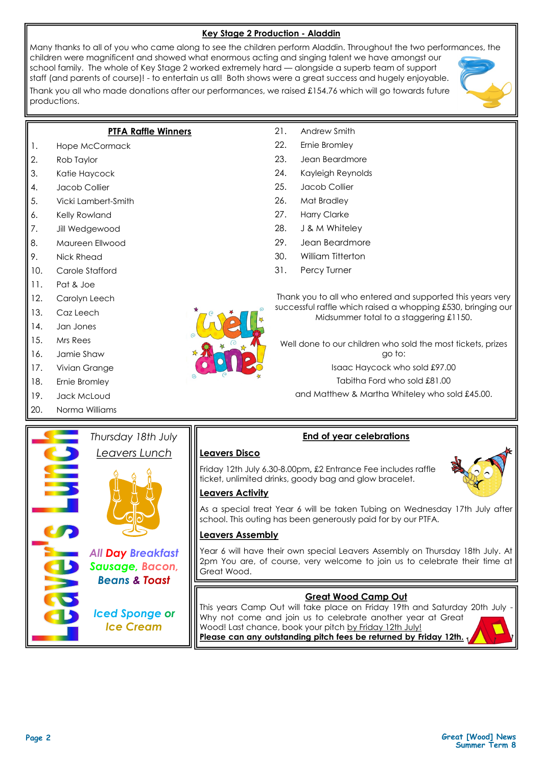## Key Stage 2 Production - Aladdin

Many thanks to all of you who came along to see the children perform Aladdin. Throughout the two performances, the children were magnificent and showed what enormous acting and singing talent we have amongst our school family. The whole of Key Stage 2 worked extremely hard — alongside a superb team of support staff (and parents of course)! - to entertain us all! Both shows were a great success and hugely enjoyable.

Thank you all who made donations after our performances, we raised £154.76 which will go towards future productions.

## PTFA Raffle Winners

1. Hope McCormack
2. Rob Taylor
3. Katie Haycock
4. Jacob Collier
5. Vicki Lambert-Smith
6. Kelly Rowland
7. Jill Wedgewood
8. Maureen Ellwood
9. Nick Rhead
10. Carole Stafford
11. Pat & Joe
12. Carolyn Leech
13. Caz Leech
14. Jan Jones
15. Mrs Rees
16. Jamie Shaw
17. Vivian Grange
18. Ernie Bromley
19. Jack McLoud
20. Norma Williams
21. Andrew Smith
22. Ernie Bromley
23. Jean Beardmore
24. Kayleigh Reynolds
25. Jacob Collier
26. Mat Bradley
27. Harry Clarke
28. J & M Whiteley
29. Jean Beardmore
30. William Titterton
31. Percy Turner

Thank you to all who entered and supported this years very successful raffle which raised a whopping £530, bringing our Midsummer total to a staggering £1150.

Well done to our children who sold the most tickets, prizes go to:

Isaac Haycock who sold £97.00

Tabitha Ford who sold £81.00

and Matthew & Martha Whiteley who sold £45.00.

## Leaver's Lunch

*Thursday 18th July*

*Leavers Lunch*

**All Day Breakfast**
**Sausage, Bacon, Beans & Toast**

**Iced Sponge or Ice Cream**

## End of year celebrations

### Leavers Disco

Friday 12th July 6.30-8.00pm, £2 Entrance Fee includes raffle ticket, unlimited drinks, goody bag and glow bracelet.

### Leavers Activity

As a special treat Year 6 will be taken Tubing on Wednesday 17th July after school. This outing has been generously paid for by our PTFA.

### Leavers Assembly

Year 6 will have their own special Leavers Assembly on Thursday 18th July. At 2pm You are, of course, very welcome to join us to celebrate their time at Great Wood.

## Great Wood Camp Out

This years Camp Out will take place on Friday 19th and Saturday 20th July - Why not come and join us to celebrate another year at Great Wood! Last chance, book your pitch by Friday 12th July!

**Please can any outstanding pitch fees be returned by Friday 12th.**